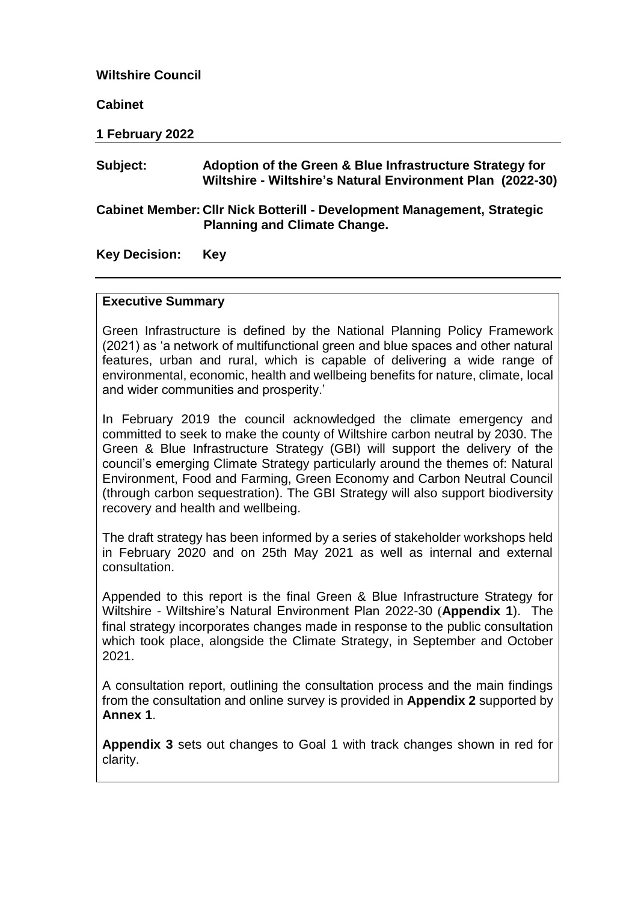**Wiltshire Council**

**Cabinet**

**1 February 2022**

---

**Subject:** **Adoption of the Green & Blue Infrastructure Strategy for Wiltshire - Wiltshire's Natural Environment Plan (2022-30)**

**Cabinet Member:** **Cllr Nick Botterill - Development Management, Strategic Planning and Climate Change.**

**Key Decision:** **Key**

---

## Executive Summary

Green Infrastructure is defined by the National Planning Policy Framework (2021) as 'a network of multifunctional green and blue spaces and other natural features, urban and rural, which is capable of delivering a wide range of environmental, economic, health and wellbeing benefits for nature, climate, local and wider communities and prosperity.'

In February 2019 the council acknowledged the climate emergency and committed to seek to make the county of Wiltshire carbon neutral by 2030. The Green & Blue Infrastructure Strategy (GBI) will support the delivery of the council's emerging Climate Strategy particularly around the themes of: Natural Environment, Food and Farming, Green Economy and Carbon Neutral Council (through carbon sequestration). The GBI Strategy will also support biodiversity recovery and health and wellbeing.

The draft strategy has been informed by a series of stakeholder workshops held in February 2020 and on 25th May 2021 as well as internal and external consultation.

Appended to this report is the final Green & Blue Infrastructure Strategy for Wiltshire - Wiltshire's Natural Environment Plan 2022-30 (**Appendix 1**). The final strategy incorporates changes made in response to the public consultation which took place, alongside the Climate Strategy, in September and October 2021.

A consultation report, outlining the consultation process and the main findings from the consultation and online survey is provided in **Appendix 2** supported by **Annex 1**.

**Appendix 3** sets out changes to Goal 1 with track changes shown in red for clarity.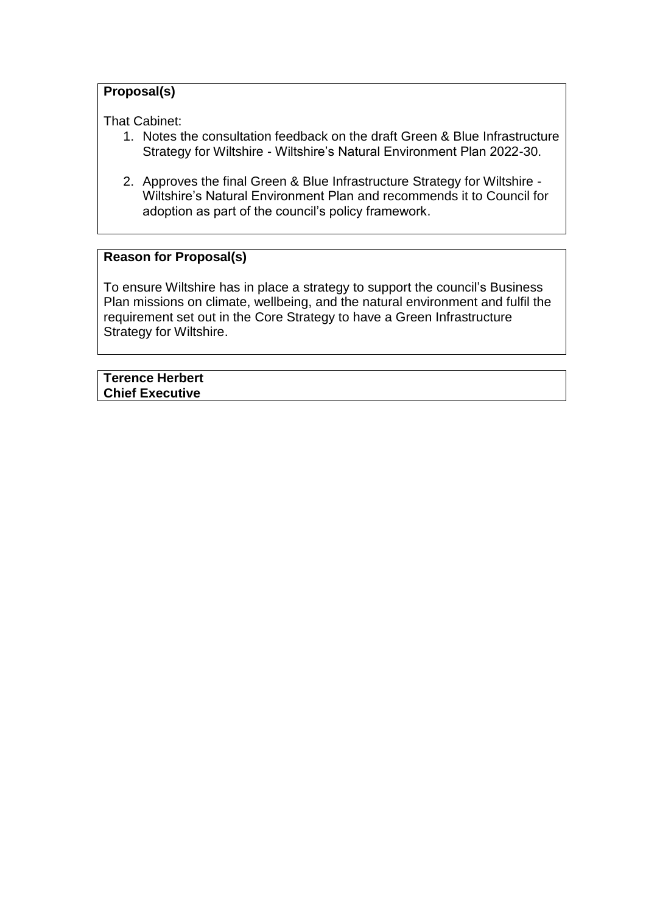**Proposal(s)**

That Cabinet:

1. Notes the consultation feedback on the draft Green & Blue Infrastructure Strategy for Wiltshire - Wiltshire's Natural Environment Plan 2022-30.

2. Approves the final Green & Blue Infrastructure Strategy for Wiltshire - Wiltshire's Natural Environment Plan and recommends it to Council for adoption as part of the council's policy framework.

**Reason for Proposal(s)**

To ensure Wiltshire has in place a strategy to support the council's Business Plan missions on climate, wellbeing, and the natural environment and fulfil the requirement set out in the Core Strategy to have a Green Infrastructure Strategy for Wiltshire.

**Terence Herbert**
**Chief Executive**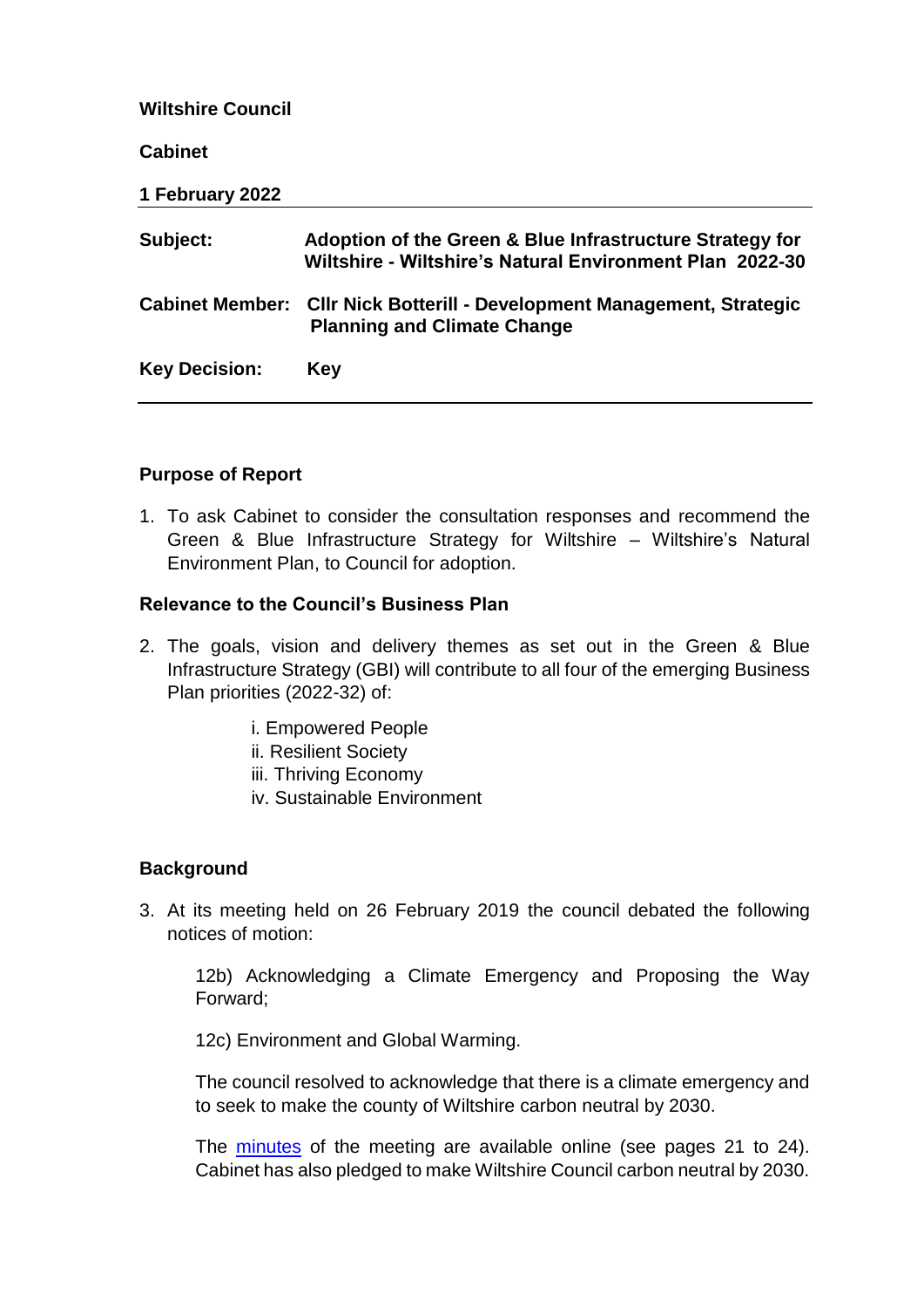**Wiltshire Council**

**Cabinet**

**1 February 2022**

| | |
|---|---|
| **Subject:** | **Adoption of the Green & Blue Infrastructure Strategy for Wiltshire - Wiltshire's Natural Environment Plan 2022-30** |
| **Cabinet Member:** | **Cllr Nick Botterill - Development Management, Strategic Planning and Climate Change** |
| **Key Decision:** | **Key** |

## Purpose of Report

1. To ask Cabinet to consider the consultation responses and recommend the Green & Blue Infrastructure Strategy for Wiltshire – Wiltshire's Natural Environment Plan, to Council for adoption.

## Relevance to the Council's Business Plan

2. The goals, vision and delivery themes as set out in the Green & Blue Infrastructure Strategy (GBI) will contribute to all four of the emerging Business Plan priorities (2022-32) of:

   i. Empowered People
   ii. Resilient Society
   iii. Thriving Economy
   iv. Sustainable Environment

## Background

3. At its meeting held on 26 February 2019 the council debated the following notices of motion:

   12b) Acknowledging a Climate Emergency and Proposing the Way Forward;

   12c) Environment and Global Warming.

   The council resolved to acknowledge that there is a climate emergency and to seek to make the county of Wiltshire carbon neutral by 2030.

   The minutes of the meeting are available online (see pages 21 to 24). Cabinet has also pledged to make Wiltshire Council carbon neutral by 2030.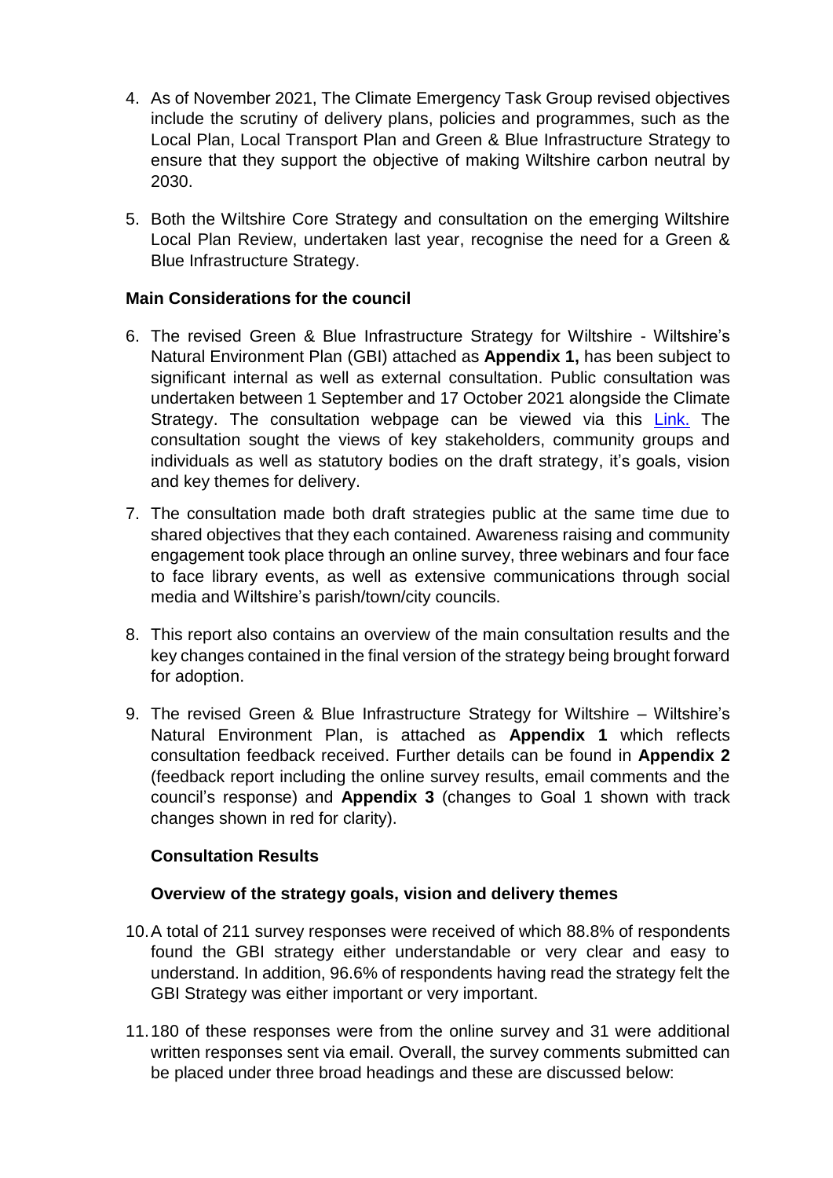4. As of November 2021, The Climate Emergency Task Group revised objectives include the scrutiny of delivery plans, policies and programmes, such as the Local Plan, Local Transport Plan and Green & Blue Infrastructure Strategy to ensure that they support the objective of making Wiltshire carbon neutral by 2030.

5. Both the Wiltshire Core Strategy and consultation on the emerging Wiltshire Local Plan Review, undertaken last year, recognise the need for a Green & Blue Infrastructure Strategy.

**Main Considerations for the council**

6. The revised Green & Blue Infrastructure Strategy for Wiltshire - Wiltshire's Natural Environment Plan (GBI) attached as **Appendix 1,** has been subject to significant internal as well as external consultation. Public consultation was undertaken between 1 September and 17 October 2021 alongside the Climate Strategy. The consultation webpage can be viewed via this Link. The consultation sought the views of key stakeholders, community groups and individuals as well as statutory bodies on the draft strategy, it's goals, vision and key themes for delivery.

7. The consultation made both draft strategies public at the same time due to shared objectives that they each contained. Awareness raising and community engagement took place through an online survey, three webinars and four face to face library events, as well as extensive communications through social media and Wiltshire's parish/town/city councils.

8. This report also contains an overview of the main consultation results and the key changes contained in the final version of the strategy being brought forward for adoption.

9. The revised Green & Blue Infrastructure Strategy for Wiltshire – Wiltshire's Natural Environment Plan, is attached as **Appendix 1** which reflects consultation feedback received. Further details can be found in **Appendix 2** (feedback report including the online survey results, email comments and the council's response) and **Appendix 3** (changes to Goal 1 shown with track changes shown in red for clarity).

**Consultation Results**

**Overview of the strategy goals, vision and delivery themes**

10. A total of 211 survey responses were received of which 88.8% of respondents found the GBI strategy either understandable or very clear and easy to understand. In addition, 96.6% of respondents having read the strategy felt the GBI Strategy was either important or very important.

11. 180 of these responses were from the online survey and 31 were additional written responses sent via email. Overall, the survey comments submitted can be placed under three broad headings and these are discussed below: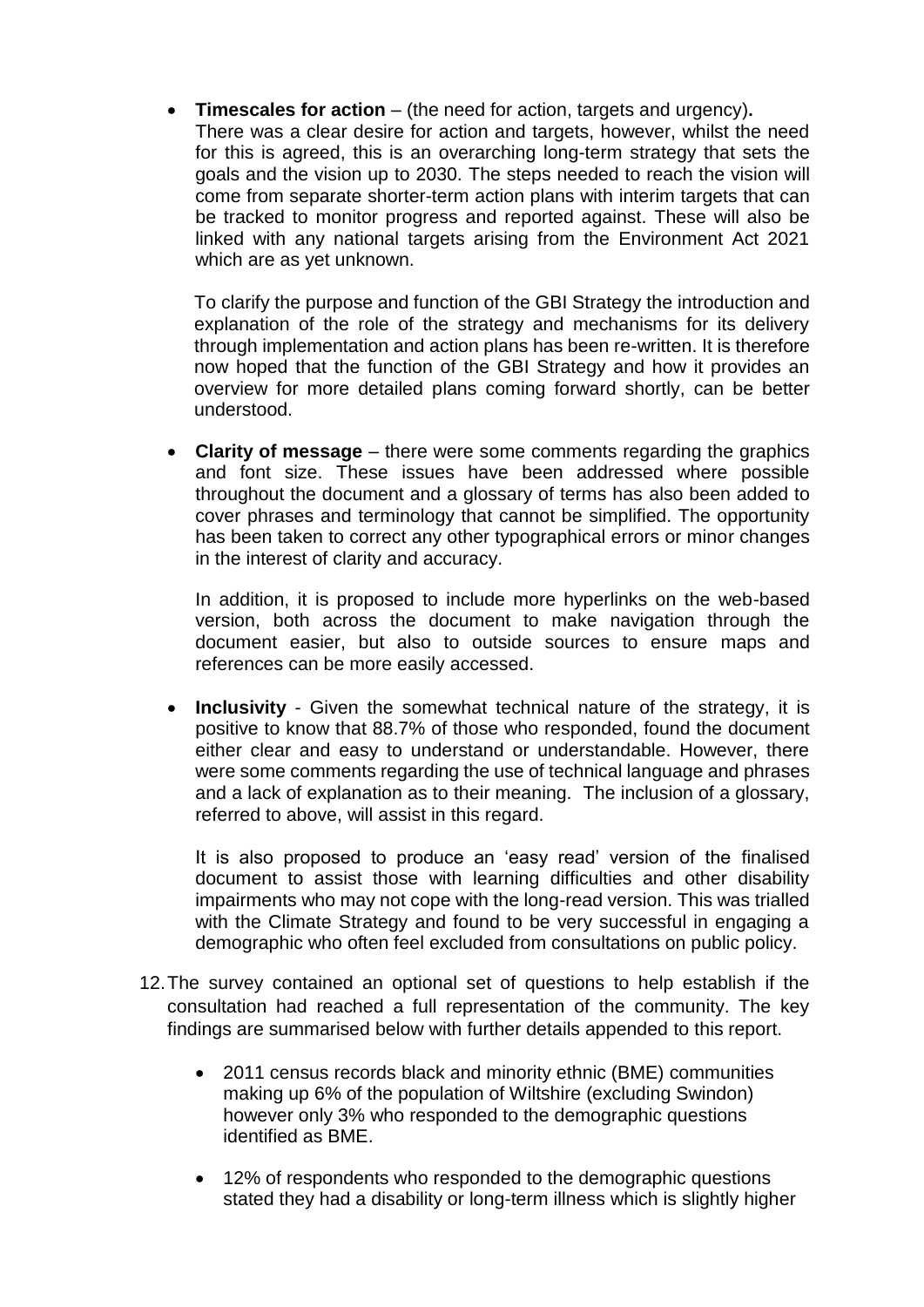- **Timescales for action** – (the need for action, targets and urgency). There was a clear desire for action and targets, however, whilst the need for this is agreed, this is an overarching long-term strategy that sets the goals and the vision up to 2030. The steps needed to reach the vision will come from separate shorter-term action plans with interim targets that can be tracked to monitor progress and reported against. These will also be linked with any national targets arising from the Environment Act 2021 which are as yet unknown.

  To clarify the purpose and function of the GBI Strategy the introduction and explanation of the role of the strategy and mechanisms for its delivery through implementation and action plans has been re-written. It is therefore now hoped that the function of the GBI Strategy and how it provides an overview for more detailed plans coming forward shortly, can be better understood.

- **Clarity of message** – there were some comments regarding the graphics and font size. These issues have been addressed where possible throughout the document and a glossary of terms has also been added to cover phrases and terminology that cannot be simplified. The opportunity has been taken to correct any other typographical errors or minor changes in the interest of clarity and accuracy.

  In addition, it is proposed to include more hyperlinks on the web-based version, both across the document to make navigation through the document easier, but also to outside sources to ensure maps and references can be more easily accessed.

- **Inclusivity** - Given the somewhat technical nature of the strategy, it is positive to know that 88.7% of those who responded, found the document either clear and easy to understand or understandable. However, there were some comments regarding the use of technical language and phrases and a lack of explanation as to their meaning. The inclusion of a glossary, referred to above, will assist in this regard.

  It is also proposed to produce an 'easy read' version of the finalised document to assist those with learning difficulties and other disability impairments who may not cope with the long-read version. This was trialled with the Climate Strategy and found to be very successful in engaging a demographic who often feel excluded from consultations on public policy.

12. The survey contained an optional set of questions to help establish if the consultation had reached a full representation of the community. The key findings are summarised below with further details appended to this report.

    - 2011 census records black and minority ethnic (BME) communities making up 6% of the population of Wiltshire (excluding Swindon) however only 3% who responded to the demographic questions identified as BME.

    - 12% of respondents who responded to the demographic questions stated they had a disability or long-term illness which is slightly higher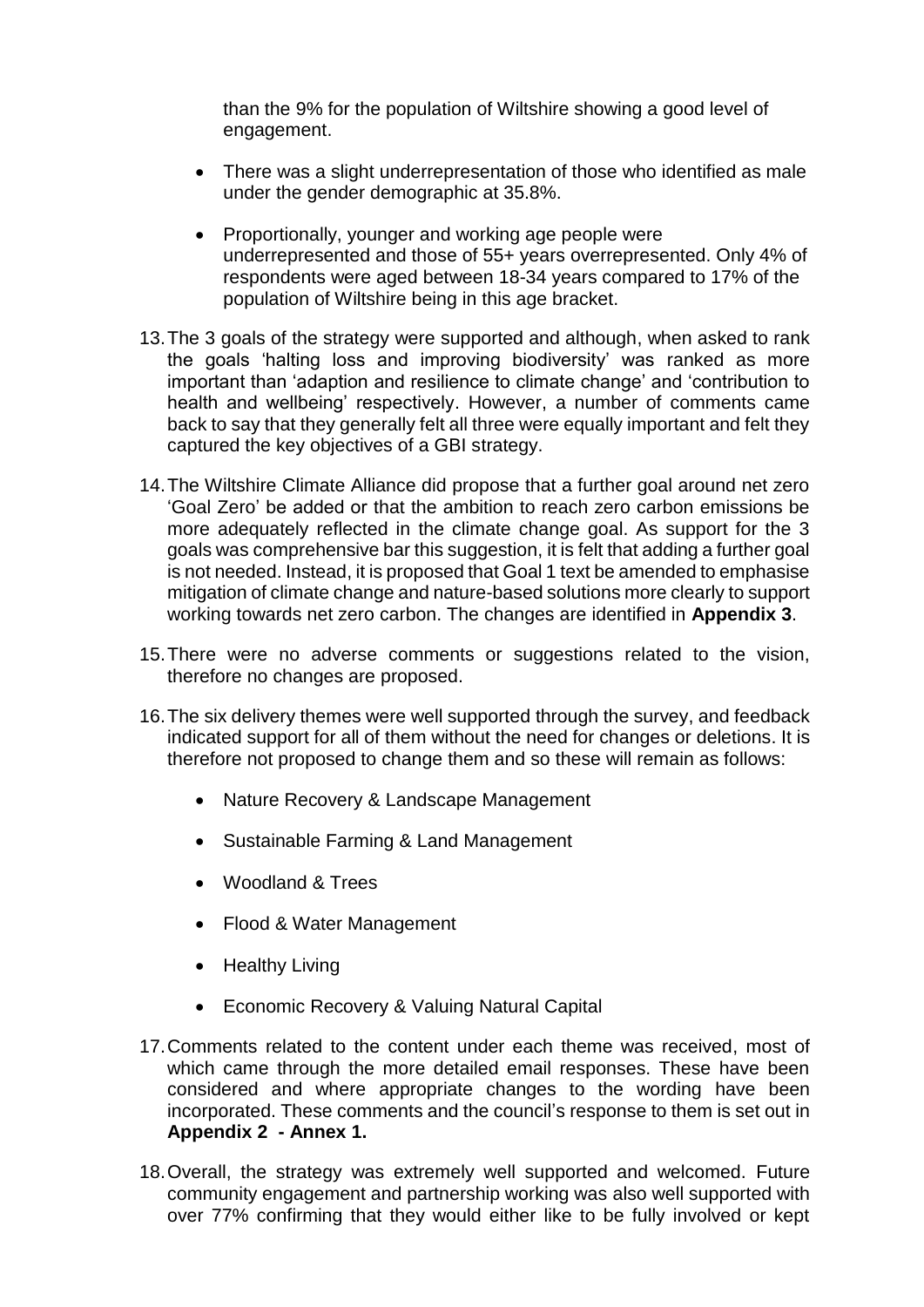than the 9% for the population of Wiltshire showing a good level of engagement.

- There was a slight underrepresentation of those who identified as male under the gender demographic at 35.8%.

- Proportionally, younger and working age people were underrepresented and those of 55+ years overrepresented. Only 4% of respondents were aged between 18-34 years compared to 17% of the population of Wiltshire being in this age bracket.

13. The 3 goals of the strategy were supported and although, when asked to rank the goals 'halting loss and improving biodiversity' was ranked as more important than 'adaption and resilience to climate change' and 'contribution to health and wellbeing' respectively. However, a number of comments came back to say that they generally felt all three were equally important and felt they captured the key objectives of a GBI strategy.

14. The Wiltshire Climate Alliance did propose that a further goal around net zero 'Goal Zero' be added or that the ambition to reach zero carbon emissions be more adequately reflected in the climate change goal. As support for the 3 goals was comprehensive bar this suggestion, it is felt that adding a further goal is not needed. Instead, it is proposed that Goal 1 text be amended to emphasise mitigation of climate change and nature-based solutions more clearly to support working towards net zero carbon. The changes are identified in **Appendix 3**.

15. There were no adverse comments or suggestions related to the vision, therefore no changes are proposed.

16. The six delivery themes were well supported through the survey, and feedback indicated support for all of them without the need for changes or deletions. It is therefore not proposed to change them and so these will remain as follows:

    - Nature Recovery & Landscape Management
    - Sustainable Farming & Land Management
    - Woodland & Trees
    - Flood & Water Management
    - Healthy Living
    - Economic Recovery & Valuing Natural Capital

17. Comments related to the content under each theme was received, most of which came through the more detailed email responses. These have been considered and where appropriate changes to the wording have been incorporated. These comments and the council's response to them is set out in **Appendix 2 - Annex 1.**

18. Overall, the strategy was extremely well supported and welcomed. Future community engagement and partnership working was also well supported with over 77% confirming that they would either like to be fully involved or kept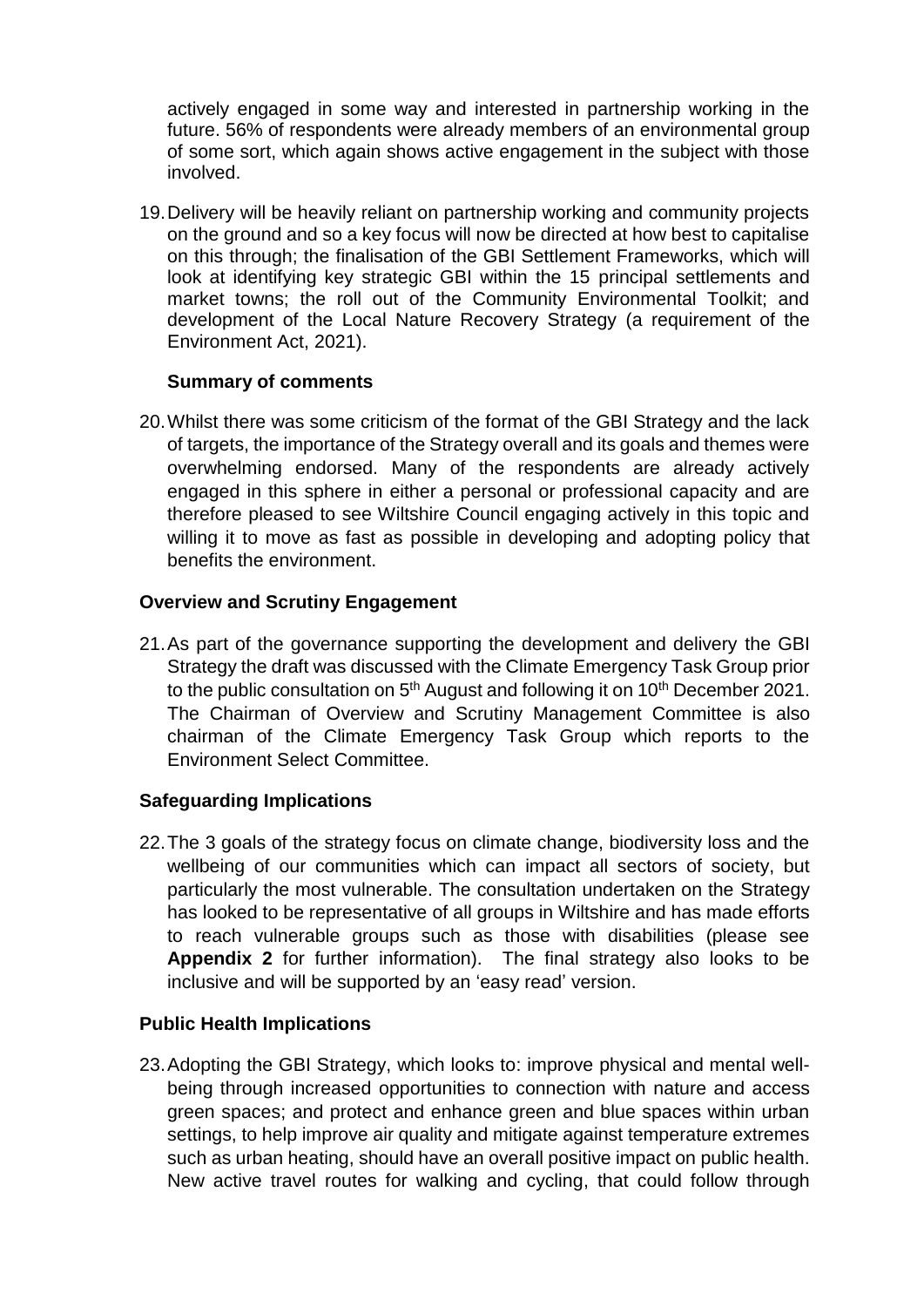actively engaged in some way and interested in partnership working in the future. 56% of respondents were already members of an environmental group of some sort, which again shows active engagement in the subject with those involved.

19. Delivery will be heavily reliant on partnership working and community projects on the ground and so a key focus will now be directed at how best to capitalise on this through; the finalisation of the GBI Settlement Frameworks, which will look at identifying key strategic GBI within the 15 principal settlements and market towns; the roll out of the Community Environmental Toolkit; and development of the Local Nature Recovery Strategy (a requirement of the Environment Act, 2021).

**Summary of comments**

20. Whilst there was some criticism of the format of the GBI Strategy and the lack of targets, the importance of the Strategy overall and its goals and themes were overwhelming endorsed. Many of the respondents are already actively engaged in this sphere in either a personal or professional capacity and are therefore pleased to see Wiltshire Council engaging actively in this topic and willing it to move as fast as possible in developing and adopting policy that benefits the environment.

**Overview and Scrutiny Engagement**

21. As part of the governance supporting the development and delivery the GBI Strategy the draft was discussed with the Climate Emergency Task Group prior to the public consultation on 5th August and following it on 10th December 2021. The Chairman of Overview and Scrutiny Management Committee is also chairman of the Climate Emergency Task Group which reports to the Environment Select Committee.

**Safeguarding Implications**

22. The 3 goals of the strategy focus on climate change, biodiversity loss and the wellbeing of our communities which can impact all sectors of society, but particularly the most vulnerable. The consultation undertaken on the Strategy has looked to be representative of all groups in Wiltshire and has made efforts to reach vulnerable groups such as those with disabilities (please see **Appendix 2** for further information). The final strategy also looks to be inclusive and will be supported by an 'easy read' version.

**Public Health Implications**

23. Adopting the GBI Strategy, which looks to: improve physical and mental well-being through increased opportunities to connection with nature and access green spaces; and protect and enhance green and blue spaces within urban settings, to help improve air quality and mitigate against temperature extremes such as urban heating, should have an overall positive impact on public health. New active travel routes for walking and cycling, that could follow through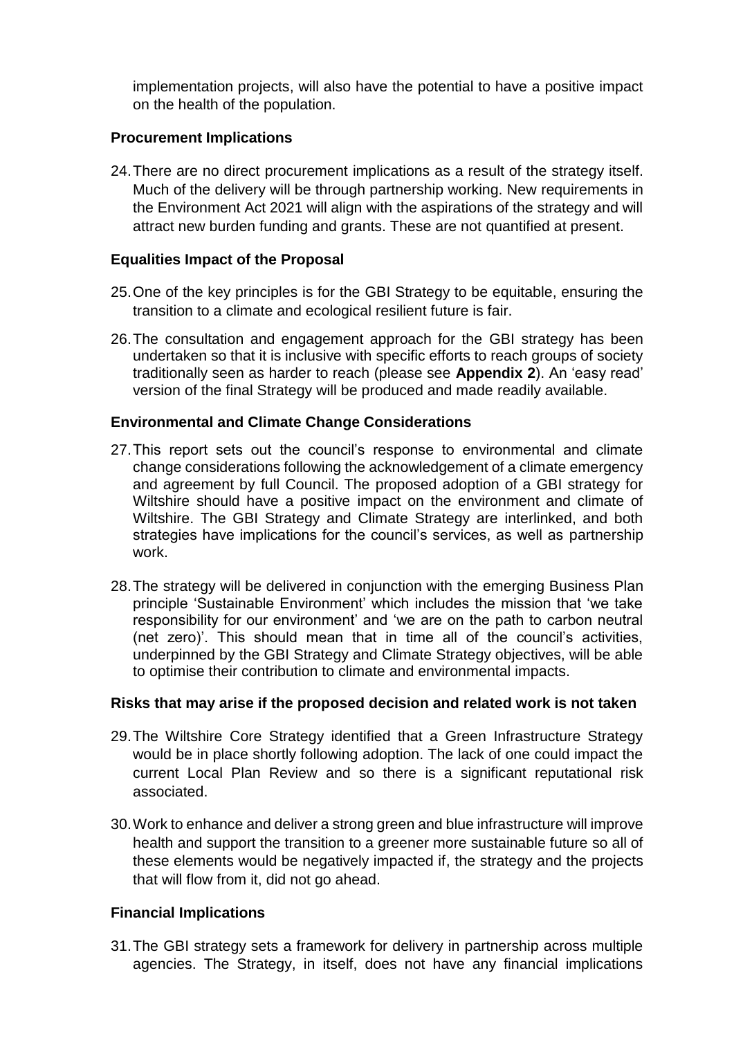implementation projects, will also have the potential to have a positive impact on the health of the population.

### Procurement Implications

24. There are no direct procurement implications as a result of the strategy itself. Much of the delivery will be through partnership working. New requirements in the Environment Act 2021 will align with the aspirations of the strategy and will attract new burden funding and grants. These are not quantified at present.

### Equalities Impact of the Proposal

25. One of the key principles is for the GBI Strategy to be equitable, ensuring the transition to a climate and ecological resilient future is fair.

26. The consultation and engagement approach for the GBI strategy has been undertaken so that it is inclusive with specific efforts to reach groups of society traditionally seen as harder to reach (please see **Appendix 2**). An 'easy read' version of the final Strategy will be produced and made readily available.

### Environmental and Climate Change Considerations

27. This report sets out the council's response to environmental and climate change considerations following the acknowledgement of a climate emergency and agreement by full Council. The proposed adoption of a GBI strategy for Wiltshire should have a positive impact on the environment and climate of Wiltshire. The GBI Strategy and Climate Strategy are interlinked, and both strategies have implications for the council's services, as well as partnership work.

28. The strategy will be delivered in conjunction with the emerging Business Plan principle 'Sustainable Environment' which includes the mission that 'we take responsibility for our environment' and 'we are on the path to carbon neutral (net zero)'. This should mean that in time all of the council's activities, underpinned by the GBI Strategy and Climate Strategy objectives, will be able to optimise their contribution to climate and environmental impacts.

### Risks that may arise if the proposed decision and related work is not taken

29. The Wiltshire Core Strategy identified that a Green Infrastructure Strategy would be in place shortly following adoption. The lack of one could impact the current Local Plan Review and so there is a significant reputational risk associated.

30. Work to enhance and deliver a strong green and blue infrastructure will improve health and support the transition to a greener more sustainable future so all of these elements would be negatively impacted if, the strategy and the projects that will flow from it, did not go ahead.

### Financial Implications

31. The GBI strategy sets a framework for delivery in partnership across multiple agencies. The Strategy, in itself, does not have any financial implications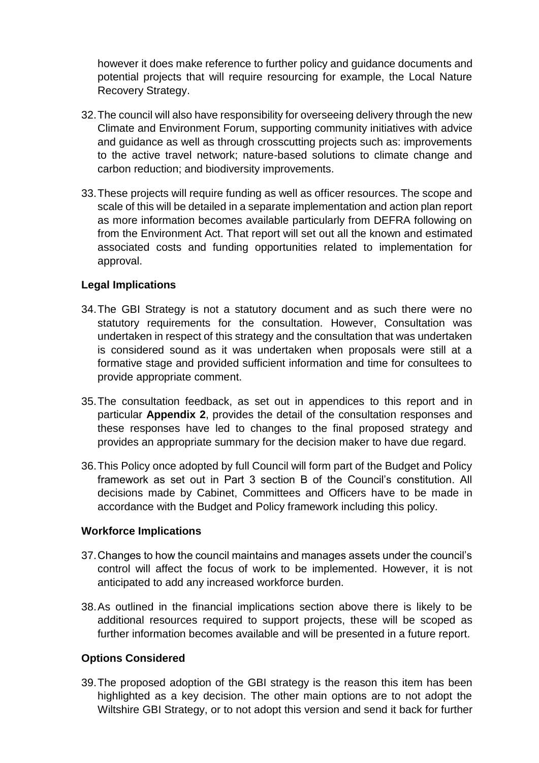however it does make reference to further policy and guidance documents and potential projects that will require resourcing for example, the Local Nature Recovery Strategy.

32. The council will also have responsibility for overseeing delivery through the new Climate and Environment Forum, supporting community initiatives with advice and guidance as well as through crosscutting projects such as: improvements to the active travel network; nature-based solutions to climate change and carbon reduction; and biodiversity improvements.

33. These projects will require funding as well as officer resources. The scope and scale of this will be detailed in a separate implementation and action plan report as more information becomes available particularly from DEFRA following on from the Environment Act. That report will set out all the known and estimated associated costs and funding opportunities related to implementation for approval.

**Legal Implications**

34. The GBI Strategy is not a statutory document and as such there were no statutory requirements for the consultation. However, Consultation was undertaken in respect of this strategy and the consultation that was undertaken is considered sound as it was undertaken when proposals were still at a formative stage and provided sufficient information and time for consultees to provide appropriate comment.

35. The consultation feedback, as set out in appendices to this report and in particular **Appendix 2**, provides the detail of the consultation responses and these responses have led to changes to the final proposed strategy and provides an appropriate summary for the decision maker to have due regard.

36. This Policy once adopted by full Council will form part of the Budget and Policy framework as set out in Part 3 section B of the Council's constitution. All decisions made by Cabinet, Committees and Officers have to be made in accordance with the Budget and Policy framework including this policy.

**Workforce Implications**

37. Changes to how the council maintains and manages assets under the council's control will affect the focus of work to be implemented. However, it is not anticipated to add any increased workforce burden.

38. As outlined in the financial implications section above there is likely to be additional resources required to support projects, these will be scoped as further information becomes available and will be presented in a future report.

**Options Considered**

39. The proposed adoption of the GBI strategy is the reason this item has been highlighted as a key decision. The other main options are to not adopt the Wiltshire GBI Strategy, or to not adopt this version and send it back for further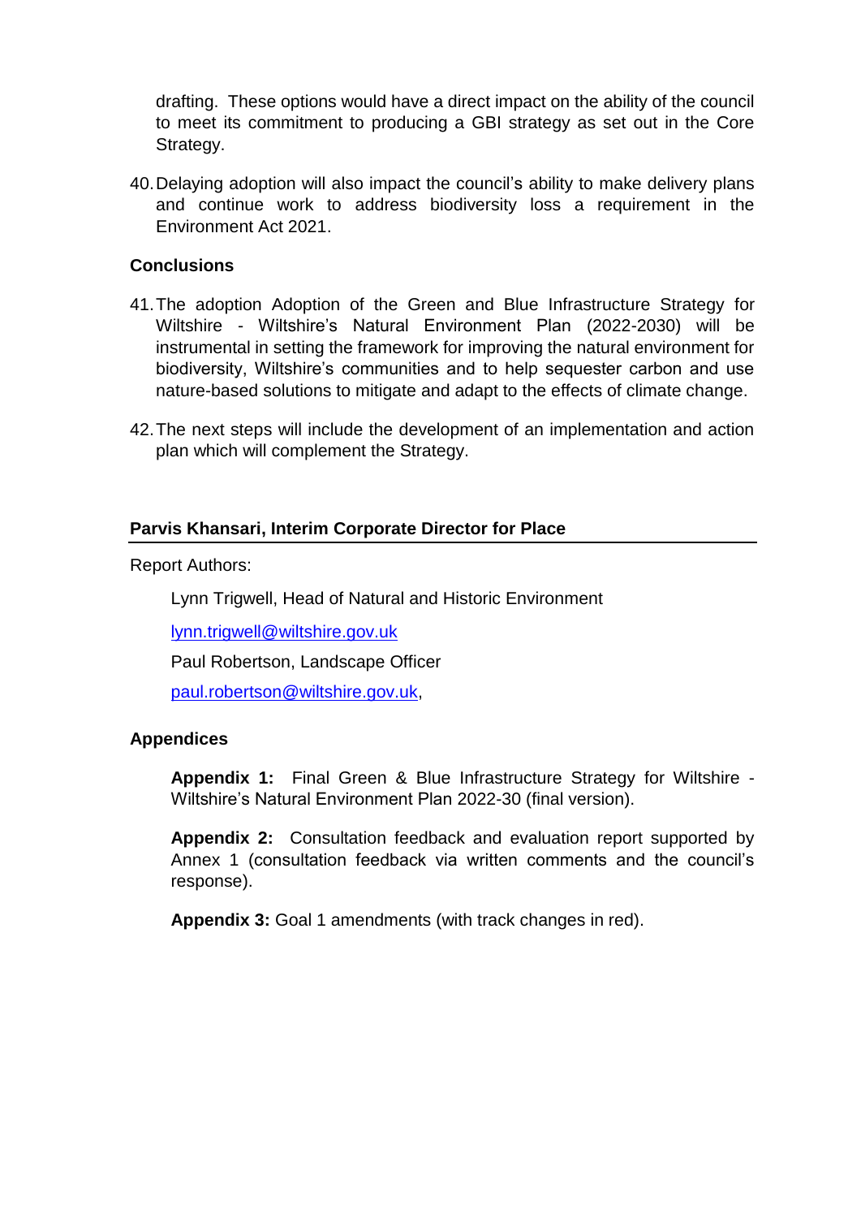drafting. These options would have a direct impact on the ability of the council to meet its commitment to producing a GBI strategy as set out in the Core Strategy.

40. Delaying adoption will also impact the council's ability to make delivery plans and continue work to address biodiversity loss a requirement in the Environment Act 2021.

**Conclusions**

41. The adoption Adoption of the Green and Blue Infrastructure Strategy for Wiltshire - Wiltshire's Natural Environment Plan (2022-2030) will be instrumental in setting the framework for improving the natural environment for biodiversity, Wiltshire's communities and to help sequester carbon and use nature-based solutions to mitigate and adapt to the effects of climate change.

42. The next steps will include the development of an implementation and action plan which will complement the Strategy.

**Parvis Khansari, Interim Corporate Director for Place**

Report Authors:

Lynn Trigwell, Head of Natural and Historic Environment

lynn.trigwell@wiltshire.gov.uk

Paul Robertson, Landscape Officer

paul.robertson@wiltshire.gov.uk,

**Appendices**

**Appendix 1:** Final Green & Blue Infrastructure Strategy for Wiltshire - Wiltshire's Natural Environment Plan 2022-30 (final version).

**Appendix 2:** Consultation feedback and evaluation report supported by Annex 1 (consultation feedback via written comments and the council's response).

**Appendix 3:** Goal 1 amendments (with track changes in red).